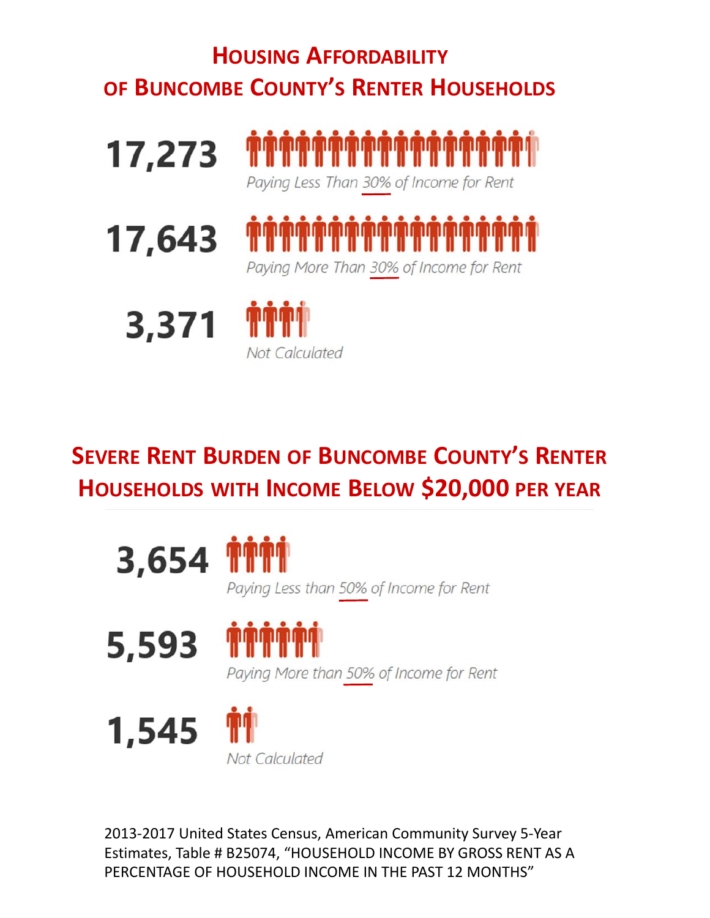## Housing Affordability of Buncombe County's Renter Households

**17,273**
*Paying Less Than 30% of Income for Rent*

**17,643**
*Paying More Than 30% of Income for Rent*

**3,371**
*Not Calculated*

## Severe Rent Burden of Buncombe County's Renter Households with Income Below $20,000 per Year

**3,654**
*Paying Less than 50% of Income for Rent*

**5,593**
*Paying More than 50% of Income for Rent*

**1,545**
*Not Calculated*

2013-2017 United States Census, American Community Survey 5-Year Estimates, Table # B25074, "HOUSEHOLD INCOME BY GROSS RENT AS A PERCENTAGE OF HOUSEHOLD INCOME IN THE PAST 12 MONTHS"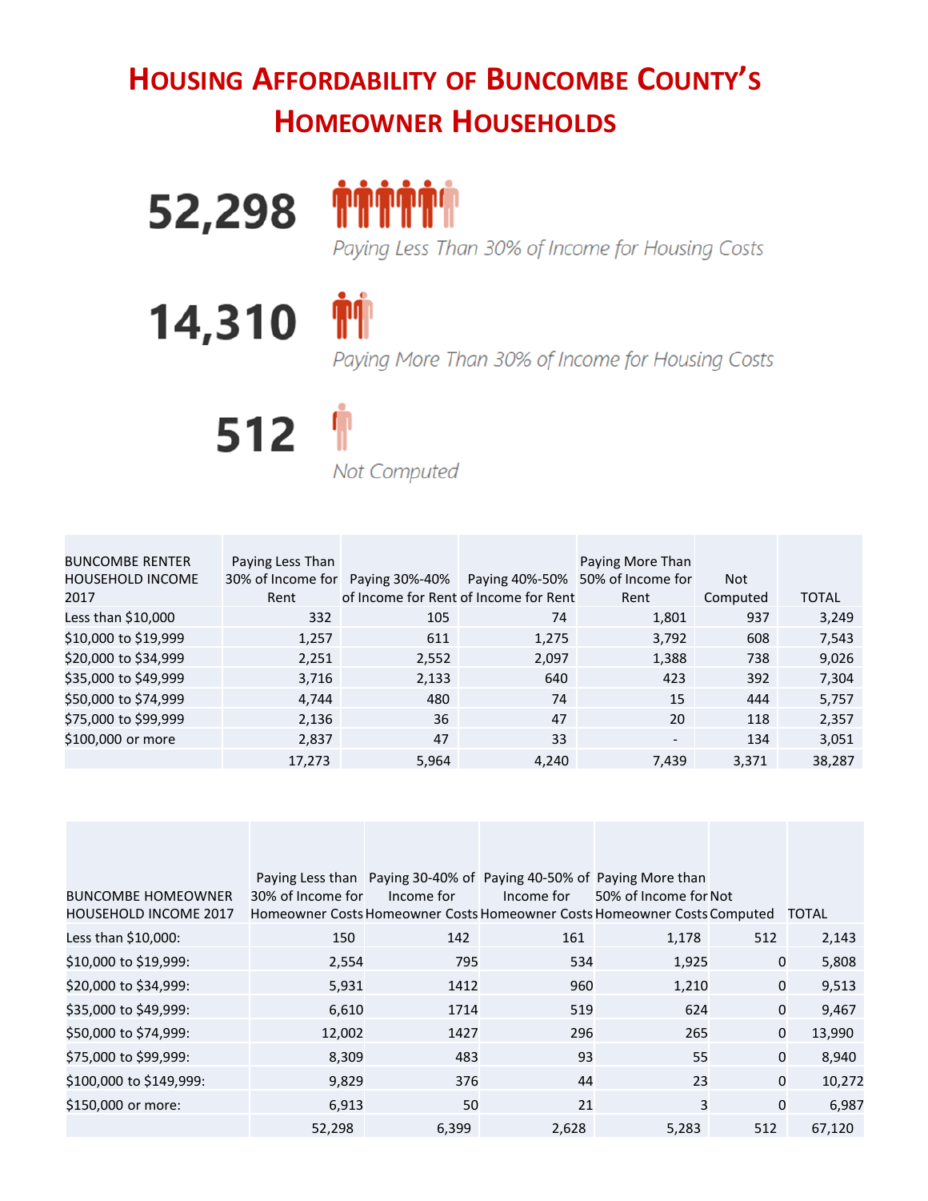# Housing Affordability of Buncombe County's Homeowner Households

**52,298**

*Paying Less Than 30% of Income for Housing Costs*

**14,310**

*Paying More Than 30% of Income for Housing Costs*

**512**

*Not Computed*

| BUNCOMBE RENTER HOUSEHOLD INCOME 2017 | Paying Less Than 30% of Income for Rent | Paying 30%-40% of Income for Rent | Paying 40%-50% of Income for Rent | Paying More Than 50% of Income for Rent | Not Computed | TOTAL |
|---|---|---|---|---|---|---|
| Less than $10,000 | 332 | 105 | 74 | 1,801 | 937 | 3,249 |
| $10,000 to $19,999 | 1,257 | 611 | 1,275 | 3,792 | 608 | 7,543 |
| $20,000 to $34,999 | 2,251 | 2,552 | 2,097 | 1,388 | 738 | 9,026 |
| $35,000 to $49,999 | 3,716 | 2,133 | 640 | 423 | 392 | 7,304 |
| $50,000 to $74,999 | 4,744 | 480 | 74 | 15 | 444 | 5,757 |
| $75,000 to $99,999 | 2,136 | 36 | 47 | 20 | 118 | 2,357 |
| $100,000 or more | 2,837 | 47 | 33 | - | 134 | 3,051 |
| | 17,273 | 5,964 | 4,240 | 7,439 | 3,371 | 38,287 |

| BUNCOMBE HOMEOWNER HOUSEHOLD INCOME 2017 | Paying Less than 30% of Income for Homeowner Costs | Paying 30-40% of Income for Homeowner Costs | Paying 40-50% of Income for Homeowner Costs | Paying More than 50% of Income for Homeowner Costs | Not Computed | TOTAL |
|---|---|---|---|---|---|---|
| Less than $10,000: | 150 | 142 | 161 | 1,178 | 512 | 2,143 |
| $10,000 to $19,999: | 2,554 | 795 | 534 | 1,925 | 0 | 5,808 |
| $20,000 to $34,999: | 5,931 | 1412 | 960 | 1,210 | 0 | 9,513 |
| $35,000 to $49,999: | 6,610 | 1714 | 519 | 624 | 0 | 9,467 |
| $50,000 to $74,999: | 12,002 | 1427 | 296 | 265 | 0 | 13,990 |
| $75,000 to $99,999: | 8,309 | 483 | 93 | 55 | 0 | 8,940 |
| $100,000 to $149,999: | 9,829 | 376 | 44 | 23 | 0 | 10,272 |
| $150,000 or more: | 6,913 | 50 | 21 | 3 | 0 | 6,987 |
| | 52,298 | 6,399 | 2,628 | 5,283 | 512 | 67,120 |